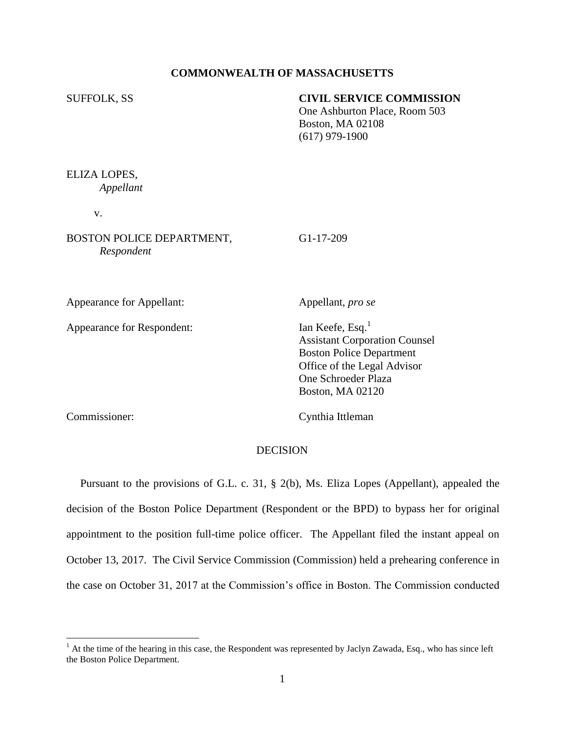**COMMONWEALTH OF MASSACHUSETTS**

SUFFOLK, SS

**CIVIL SERVICE COMMISSION**
One Ashburton Place, Room 503
Boston, MA 02108
(617) 979-1900

ELIZA LOPES,
*Appellant*

v.

BOSTON POLICE DEPARTMENT,
*Respondent*

G1-17-209

Appearance for Appellant: Appellant, *pro se*

Appearance for Respondent: Ian Keefe, Esq.[1]
Assistant Corporation Counsel
Boston Police Department
Office of the Legal Advisor
One Schroeder Plaza
Boston, MA 02120

Commissioner: Cynthia Ittleman

DECISION

Pursuant to the provisions of G.L. c. 31, § 2(b), Ms. Eliza Lopes (Appellant), appealed the decision of the Boston Police Department (Respondent or the BPD) to bypass her for original appointment to the position full-time police officer. The Appellant filed the instant appeal on October 13, 2017. The Civil Service Commission (Commission) held a prehearing conference in the case on October 31, 2017 at the Commission's office in Boston. The Commission conducted

[1] At the time of the hearing in this case, the Respondent was represented by Jaclyn Zawada, Esq., who has since left the Boston Police Department.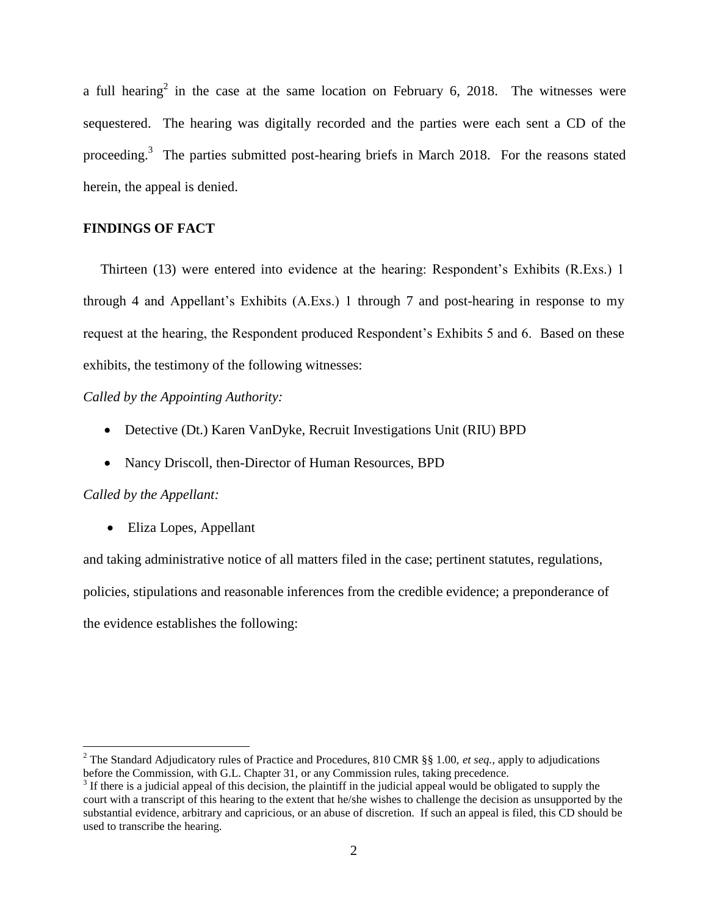a full hearing[2] in the case at the same location on February 6, 2018. The witnesses were sequestered. The hearing was digitally recorded and the parties were each sent a CD of the proceeding.[3] The parties submitted post-hearing briefs in March 2018. For the reasons stated herein, the appeal is denied.

**FINDINGS OF FACT**

Thirteen (13) were entered into evidence at the hearing: Respondent's Exhibits (R.Exs.) 1 through 4 and Appellant's Exhibits (A.Exs.) 1 through 7 and post-hearing in response to my request at the hearing, the Respondent produced Respondent's Exhibits 5 and 6. Based on these exhibits, the testimony of the following witnesses:

*Called by the Appointing Authority:*

- Detective (Dt.) Karen VanDyke, Recruit Investigations Unit (RIU) BPD
- Nancy Driscoll, then-Director of Human Resources, BPD

*Called by the Appellant:*

- Eliza Lopes, Appellant

and taking administrative notice of all matters filed in the case; pertinent statutes, regulations, policies, stipulations and reasonable inferences from the credible evidence; a preponderance of the evidence establishes the following:

---

[2] The Standard Adjudicatory rules of Practice and Procedures, 810 CMR §§ 1.00, *et seq.*, apply to adjudications before the Commission, with G.L. Chapter 31, or any Commission rules, taking precedence.

[3] If there is a judicial appeal of this decision, the plaintiff in the judicial appeal would be obligated to supply the court with a transcript of this hearing to the extent that he/she wishes to challenge the decision as unsupported by the substantial evidence, arbitrary and capricious, or an abuse of discretion. If such an appeal is filed, this CD should be used to transcribe the hearing.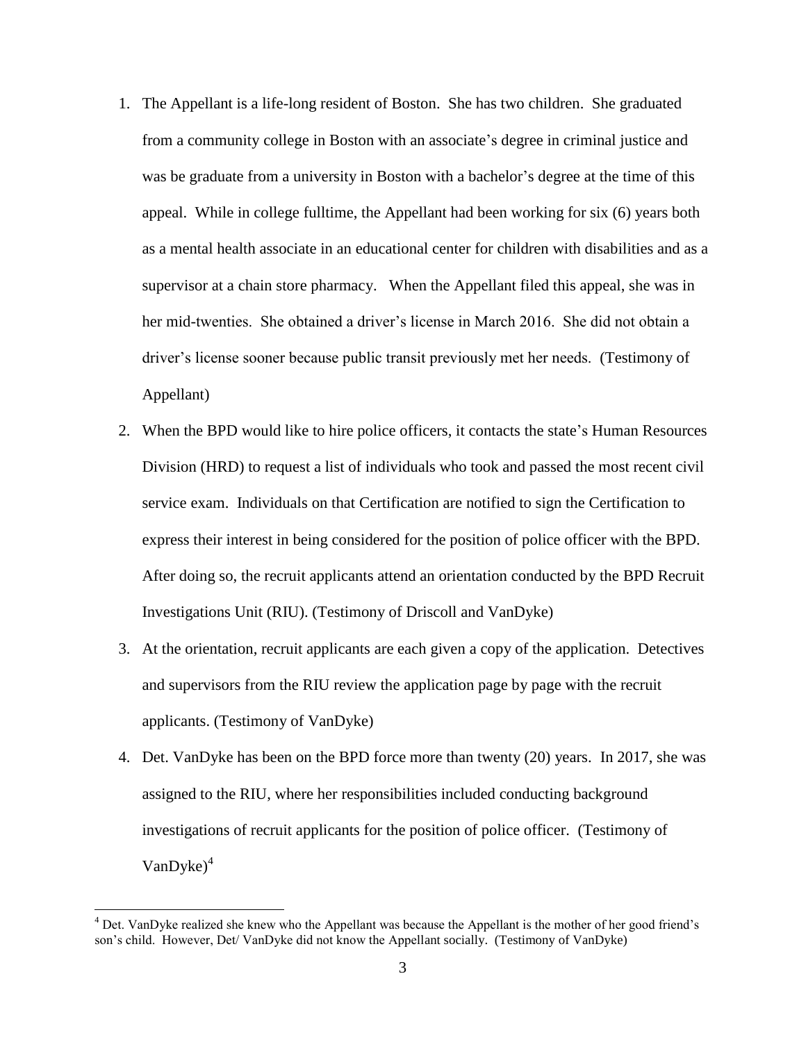1. The Appellant is a life-long resident of Boston. She has two children. She graduated from a community college in Boston with an associate's degree in criminal justice and was be graduate from a university in Boston with a bachelor's degree at the time of this appeal. While in college fulltime, the Appellant had been working for six (6) years both as a mental health associate in an educational center for children with disabilities and as a supervisor at a chain store pharmacy. When the Appellant filed this appeal, she was in her mid-twenties. She obtained a driver's license in March 2016. She did not obtain a driver's license sooner because public transit previously met her needs. (Testimony of Appellant)

2. When the BPD would like to hire police officers, it contacts the state's Human Resources Division (HRD) to request a list of individuals who took and passed the most recent civil service exam. Individuals on that Certification are notified to sign the Certification to express their interest in being considered for the position of police officer with the BPD. After doing so, the recruit applicants attend an orientation conducted by the BPD Recruit Investigations Unit (RIU). (Testimony of Driscoll and VanDyke)

3. At the orientation, recruit applicants are each given a copy of the application. Detectives and supervisors from the RIU review the application page by page with the recruit applicants. (Testimony of VanDyke)

4. Det. VanDyke has been on the BPD force more than twenty (20) years. In 2017, she was assigned to the RIU, where her responsibilities included conducting background investigations of recruit applicants for the position of police officer. (Testimony of VanDyke)[4]

[4] Det. VanDyke realized she knew who the Appellant was because the Appellant is the mother of her good friend's son's child. However, Det/ VanDyke did not know the Appellant socially. (Testimony of VanDyke)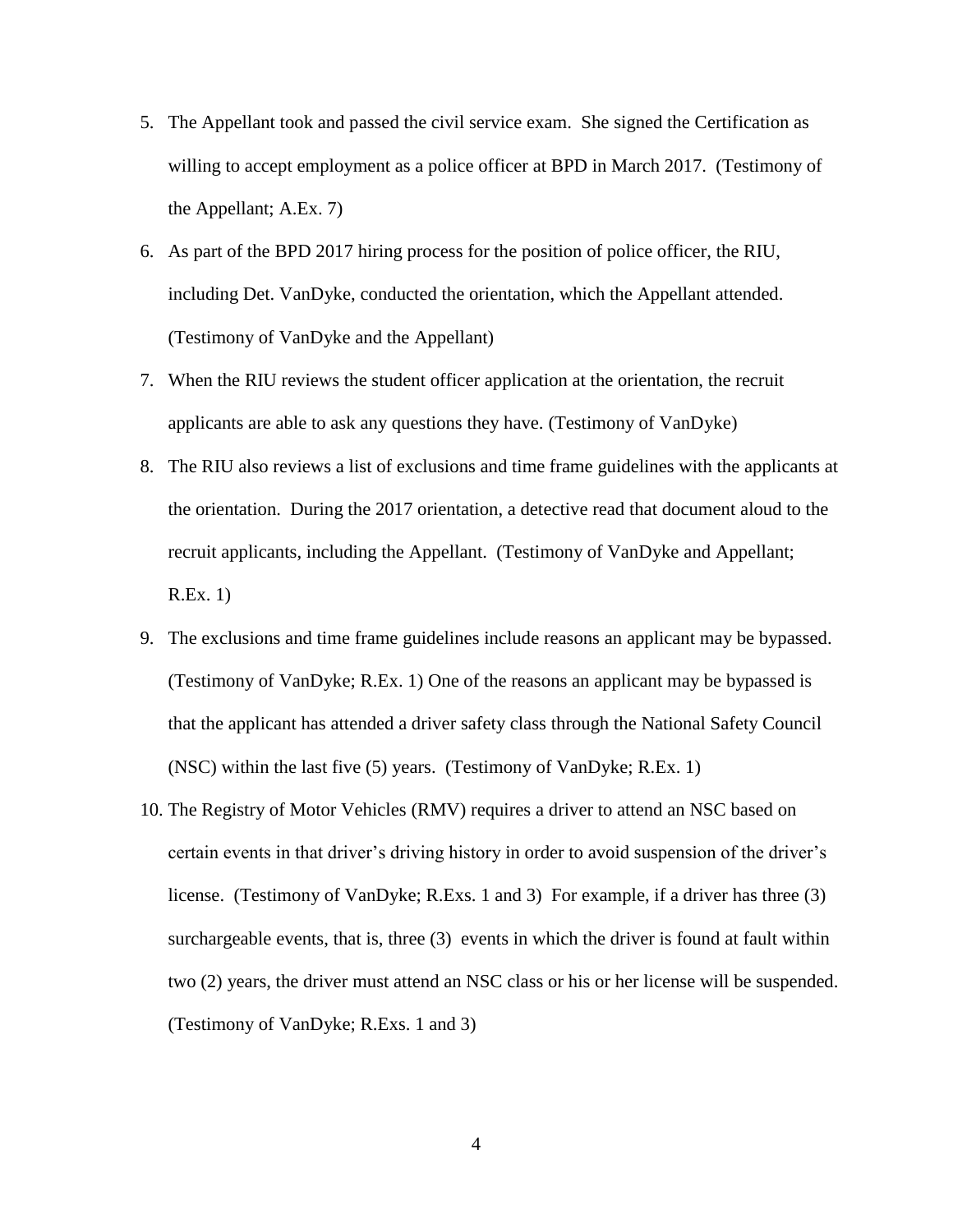5. The Appellant took and passed the civil service exam. She signed the Certification as willing to accept employment as a police officer at BPD in March 2017. (Testimony of the Appellant; A.Ex. 7)
6. As part of the BPD 2017 hiring process for the position of police officer, the RIU, including Det. VanDyke, conducted the orientation, which the Appellant attended. (Testimony of VanDyke and the Appellant)
7. When the RIU reviews the student officer application at the orientation, the recruit applicants are able to ask any questions they have. (Testimony of VanDyke)
8. The RIU also reviews a list of exclusions and time frame guidelines with the applicants at the orientation. During the 2017 orientation, a detective read that document aloud to the recruit applicants, including the Appellant. (Testimony of VanDyke and Appellant; R.Ex. 1)
9. The exclusions and time frame guidelines include reasons an applicant may be bypassed. (Testimony of VanDyke; R.Ex. 1) One of the reasons an applicant may be bypassed is that the applicant has attended a driver safety class through the National Safety Council (NSC) within the last five (5) years. (Testimony of VanDyke; R.Ex. 1)
10. The Registry of Motor Vehicles (RMV) requires a driver to attend an NSC based on certain events in that driver's driving history in order to avoid suspension of the driver's license. (Testimony of VanDyke; R.Exs. 1 and 3) For example, if a driver has three (3) surchargeable events, that is, three (3) events in which the driver is found at fault within two (2) years, the driver must attend an NSC class or his or her license will be suspended. (Testimony of VanDyke; R.Exs. 1 and 3)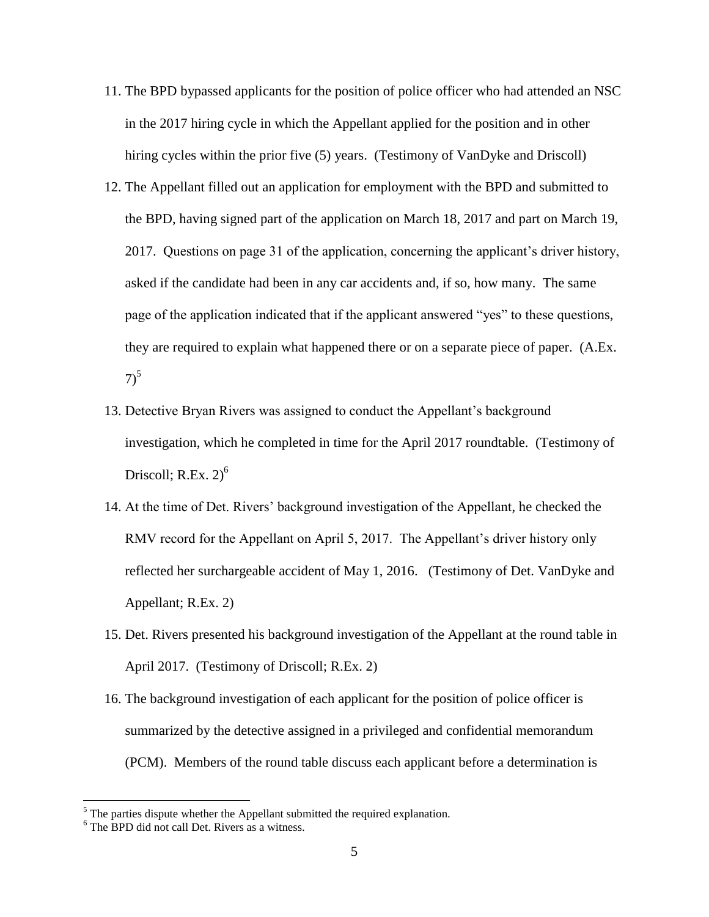11. The BPD bypassed applicants for the position of police officer who had attended an NSC in the 2017 hiring cycle in which the Appellant applied for the position and in other hiring cycles within the prior five (5) years. (Testimony of VanDyke and Driscoll)

12. The Appellant filled out an application for employment with the BPD and submitted to the BPD, having signed part of the application on March 18, 2017 and part on March 19, 2017. Questions on page 31 of the application, concerning the applicant's driver history, asked if the candidate had been in any car accidents and, if so, how many. The same page of the application indicated that if the applicant answered "yes" to these questions, they are required to explain what happened there or on a separate piece of paper. (A.Ex. 7)[5]

13. Detective Bryan Rivers was assigned to conduct the Appellant's background investigation, which he completed in time for the April 2017 roundtable. (Testimony of Driscoll; R.Ex. 2)[6]

14. At the time of Det. Rivers' background investigation of the Appellant, he checked the RMV record for the Appellant on April 5, 2017. The Appellant's driver history only reflected her surchargeable accident of May 1, 2016. (Testimony of Det. VanDyke and Appellant; R.Ex. 2)

15. Det. Rivers presented his background investigation of the Appellant at the round table in April 2017. (Testimony of Driscoll; R.Ex. 2)

16. The background investigation of each applicant for the position of police officer is summarized by the detective assigned in a privileged and confidential memorandum (PCM). Members of the round table discuss each applicant before a determination is

[5] The parties dispute whether the Appellant submitted the required explanation.

[6] The BPD did not call Det. Rivers as a witness.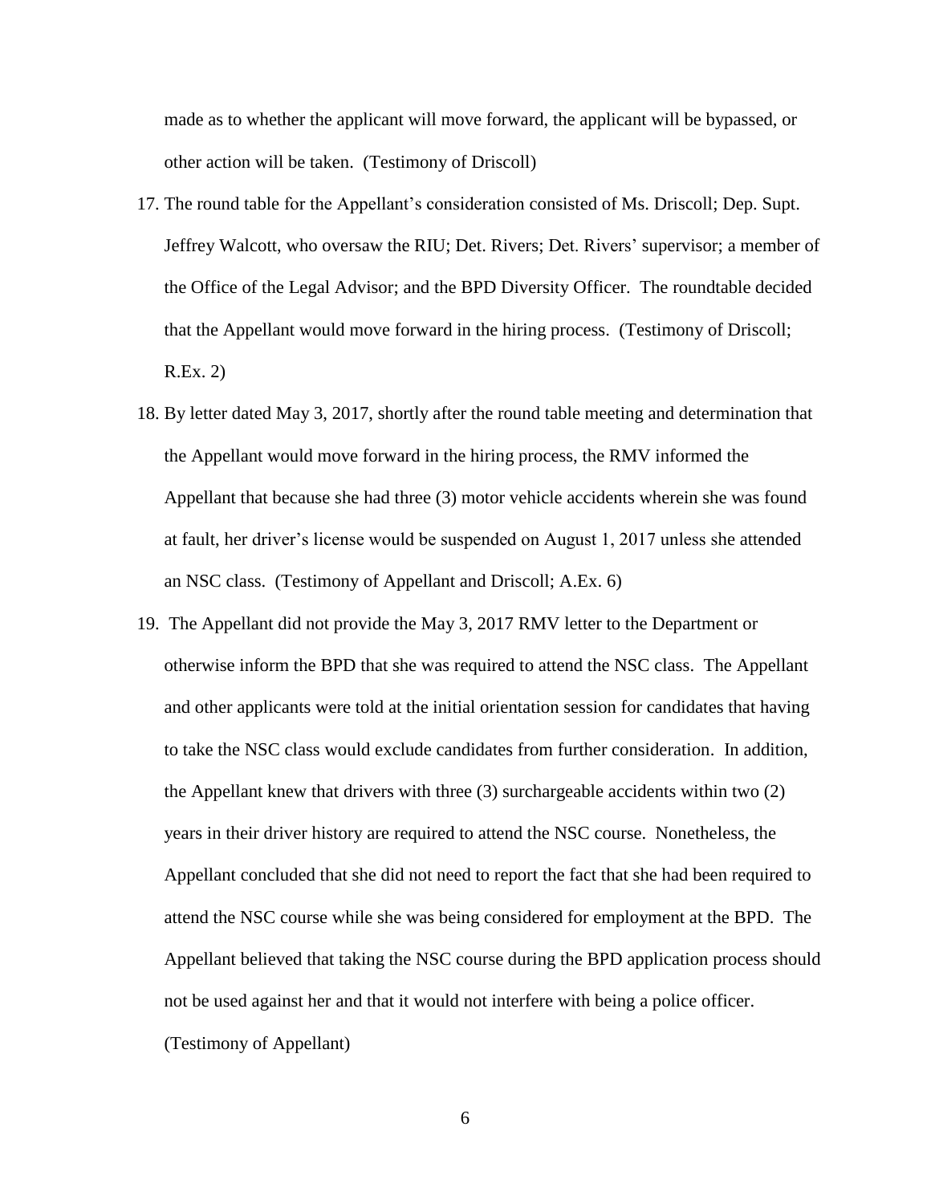made as to whether the applicant will move forward, the applicant will be bypassed, or other action will be taken. (Testimony of Driscoll)

17. The round table for the Appellant's consideration consisted of Ms. Driscoll; Dep. Supt. Jeffrey Walcott, who oversaw the RIU; Det. Rivers; Det. Rivers' supervisor; a member of the Office of the Legal Advisor; and the BPD Diversity Officer. The roundtable decided that the Appellant would move forward in the hiring process. (Testimony of Driscoll; R.Ex. 2)
18. By letter dated May 3, 2017, shortly after the round table meeting and determination that the Appellant would move forward in the hiring process, the RMV informed the Appellant that because she had three (3) motor vehicle accidents wherein she was found at fault, her driver's license would be suspended on August 1, 2017 unless she attended an NSC class. (Testimony of Appellant and Driscoll; A.Ex. 6)
19. The Appellant did not provide the May 3, 2017 RMV letter to the Department or otherwise inform the BPD that she was required to attend the NSC class. The Appellant and other applicants were told at the initial orientation session for candidates that having to take the NSC class would exclude candidates from further consideration. In addition, the Appellant knew that drivers with three (3) surchargeable accidents within two (2) years in their driver history are required to attend the NSC course. Nonetheless, the Appellant concluded that she did not need to report the fact that she had been required to attend the NSC course while she was being considered for employment at the BPD. The Appellant believed that taking the NSC course during the BPD application process should not be used against her and that it would not interfere with being a police officer. (Testimony of Appellant)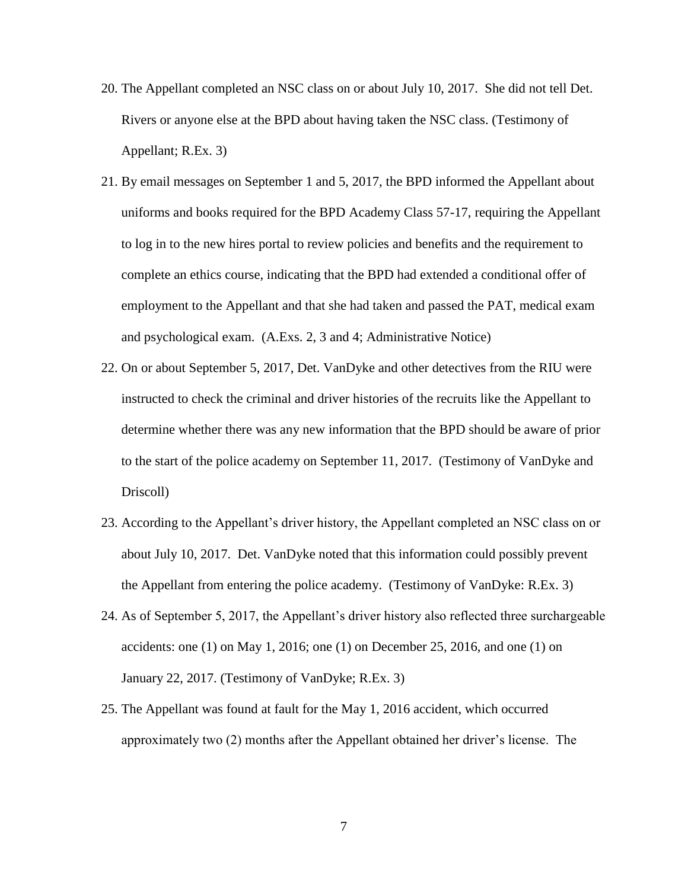20. The Appellant completed an NSC class on or about July 10, 2017. She did not tell Det. Rivers or anyone else at the BPD about having taken the NSC class. (Testimony of Appellant; R.Ex. 3)
21. By email messages on September 1 and 5, 2017, the BPD informed the Appellant about uniforms and books required for the BPD Academy Class 57-17, requiring the Appellant to log in to the new hires portal to review policies and benefits and the requirement to complete an ethics course, indicating that the BPD had extended a conditional offer of employment to the Appellant and that she had taken and passed the PAT, medical exam and psychological exam. (A.Exs. 2, 3 and 4; Administrative Notice)
22. On or about September 5, 2017, Det. VanDyke and other detectives from the RIU were instructed to check the criminal and driver histories of the recruits like the Appellant to determine whether there was any new information that the BPD should be aware of prior to the start of the police academy on September 11, 2017. (Testimony of VanDyke and Driscoll)
23. According to the Appellant's driver history, the Appellant completed an NSC class on or about July 10, 2017. Det. VanDyke noted that this information could possibly prevent the Appellant from entering the police academy. (Testimony of VanDyke: R.Ex. 3)
24. As of September 5, 2017, the Appellant's driver history also reflected three surchargeable accidents: one (1) on May 1, 2016; one (1) on December 25, 2016, and one (1) on January 22, 2017. (Testimony of VanDyke; R.Ex. 3)
25. The Appellant was found at fault for the May 1, 2016 accident, which occurred approximately two (2) months after the Appellant obtained her driver's license. The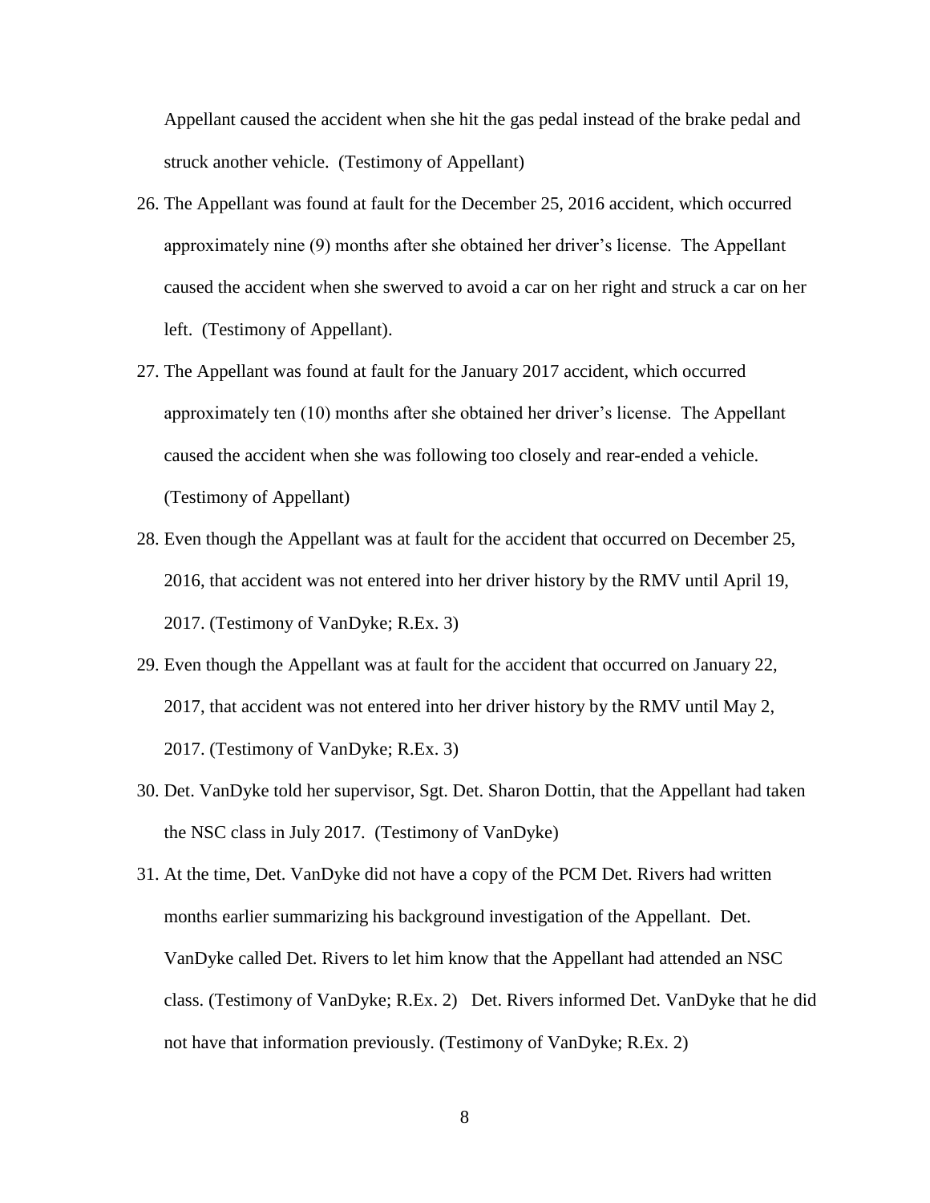Appellant caused the accident when she hit the gas pedal instead of the brake pedal and struck another vehicle. (Testimony of Appellant)

26. The Appellant was found at fault for the December 25, 2016 accident, which occurred approximately nine (9) months after she obtained her driver's license. The Appellant caused the accident when she swerved to avoid a car on her right and struck a car on her left. (Testimony of Appellant).
27. The Appellant was found at fault for the January 2017 accident, which occurred approximately ten (10) months after she obtained her driver's license. The Appellant caused the accident when she was following too closely and rear-ended a vehicle. (Testimony of Appellant)
28. Even though the Appellant was at fault for the accident that occurred on December 25, 2016, that accident was not entered into her driver history by the RMV until April 19, 2017. (Testimony of VanDyke; R.Ex. 3)
29. Even though the Appellant was at fault for the accident that occurred on January 22, 2017, that accident was not entered into her driver history by the RMV until May 2, 2017. (Testimony of VanDyke; R.Ex. 3)
30. Det. VanDyke told her supervisor, Sgt. Det. Sharon Dottin, that the Appellant had taken the NSC class in July 2017. (Testimony of VanDyke)
31. At the time, Det. VanDyke did not have a copy of the PCM Det. Rivers had written months earlier summarizing his background investigation of the Appellant. Det. VanDyke called Det. Rivers to let him know that the Appellant had attended an NSC class. (Testimony of VanDyke; R.Ex. 2) Det. Rivers informed Det. VanDyke that he did not have that information previously. (Testimony of VanDyke; R.Ex. 2)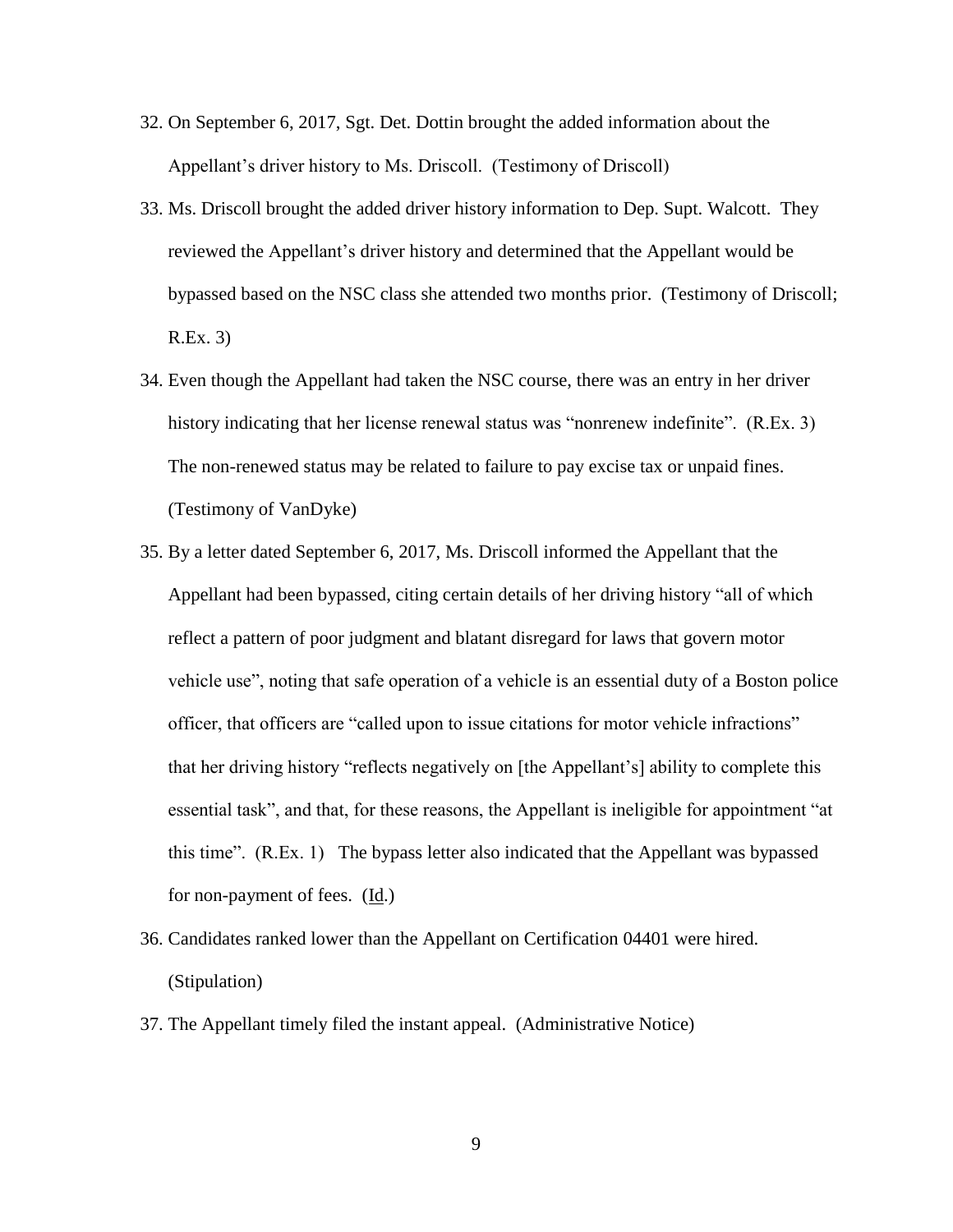32. On September 6, 2017, Sgt. Det. Dottin brought the added information about the Appellant's driver history to Ms. Driscoll. (Testimony of Driscoll)

33. Ms. Driscoll brought the added driver history information to Dep. Supt. Walcott. They reviewed the Appellant's driver history and determined that the Appellant would be bypassed based on the NSC class she attended two months prior. (Testimony of Driscoll; R.Ex. 3)

34. Even though the Appellant had taken the NSC course, there was an entry in her driver history indicating that her license renewal status was "nonrenew indefinite". (R.Ex. 3) The non-renewed status may be related to failure to pay excise tax or unpaid fines. (Testimony of VanDyke)

35. By a letter dated September 6, 2017, Ms. Driscoll informed the Appellant that the Appellant had been bypassed, citing certain details of her driving history "all of which reflect a pattern of poor judgment and blatant disregard for laws that govern motor vehicle use", noting that safe operation of a vehicle is an essential duty of a Boston police officer, that officers are "called upon to issue citations for motor vehicle infractions" that her driving history "reflects negatively on [the Appellant's] ability to complete this essential task", and that, for these reasons, the Appellant is ineligible for appointment "at this time". (R.Ex. 1) The bypass letter also indicated that the Appellant was bypassed for non-payment of fees. (Id.)

36. Candidates ranked lower than the Appellant on Certification 04401 were hired. (Stipulation)

37. The Appellant timely filed the instant appeal. (Administrative Notice)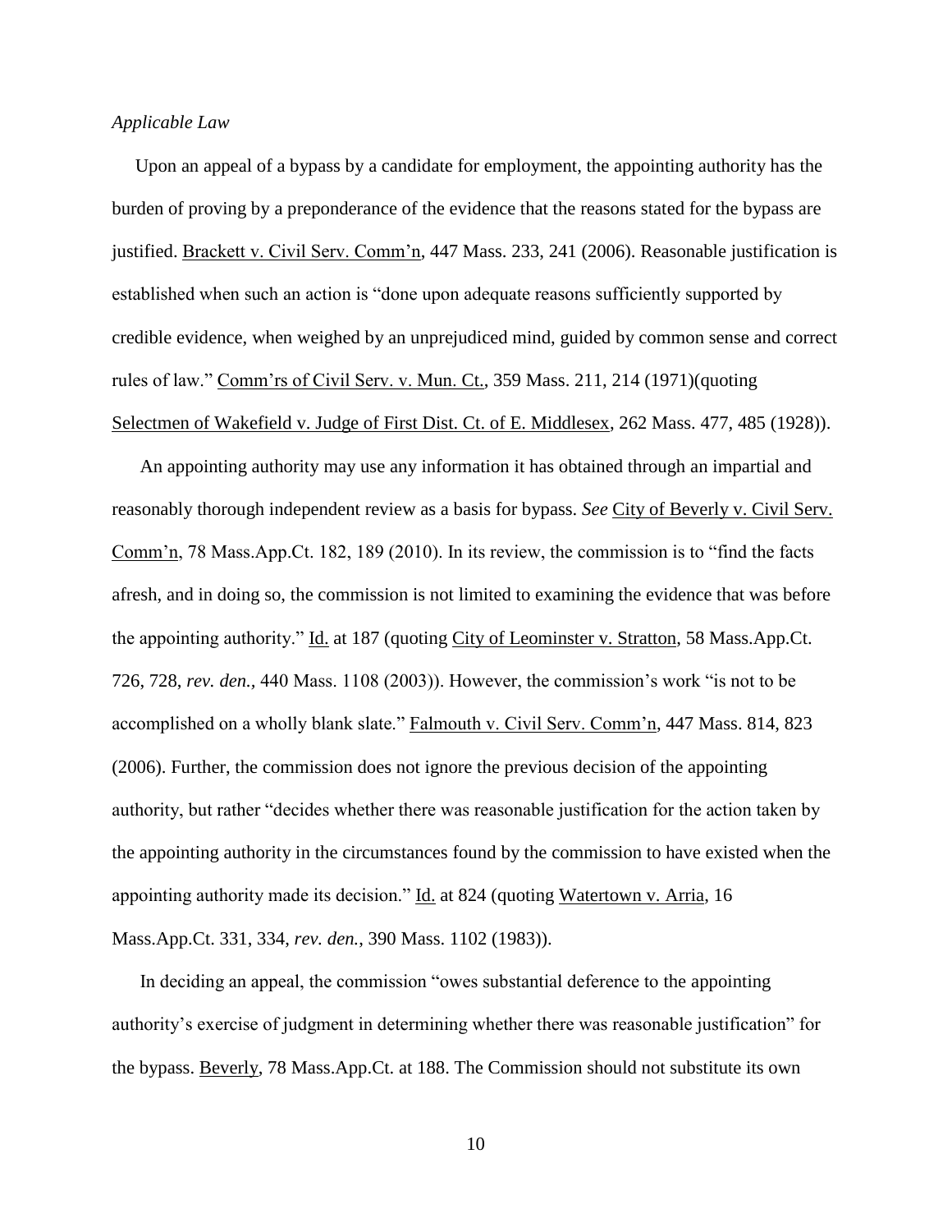*Applicable Law*

Upon an appeal of a bypass by a candidate for employment, the appointing authority has the burden of proving by a preponderance of the evidence that the reasons stated for the bypass are justified. Brackett v. Civil Serv. Comm'n, 447 Mass. 233, 241 (2006). Reasonable justification is established when such an action is "done upon adequate reasons sufficiently supported by credible evidence, when weighed by an unprejudiced mind, guided by common sense and correct rules of law." Comm'rs of Civil Serv. v. Mun. Ct., 359 Mass. 211, 214 (1971)(quoting Selectmen of Wakefield v. Judge of First Dist. Ct. of E. Middlesex, 262 Mass. 477, 485 (1928)).

An appointing authority may use any information it has obtained through an impartial and reasonably thorough independent review as a basis for bypass. *See* City of Beverly v. Civil Serv. Comm'n, 78 Mass.App.Ct. 182, 189 (2010). In its review, the commission is to "find the facts afresh, and in doing so, the commission is not limited to examining the evidence that was before the appointing authority." Id. at 187 (quoting City of Leominster v. Stratton, 58 Mass.App.Ct. 726, 728, *rev. den.*, 440 Mass. 1108 (2003)). However, the commission's work "is not to be accomplished on a wholly blank slate." Falmouth v. Civil Serv. Comm'n, 447 Mass. 814, 823 (2006). Further, the commission does not ignore the previous decision of the appointing authority, but rather "decides whether there was reasonable justification for the action taken by the appointing authority in the circumstances found by the commission to have existed when the appointing authority made its decision." Id. at 824 (quoting Watertown v. Arria, 16 Mass.App.Ct. 331, 334, *rev. den.*, 390 Mass. 1102 (1983)).

In deciding an appeal, the commission "owes substantial deference to the appointing authority's exercise of judgment in determining whether there was reasonable justification" for the bypass. Beverly, 78 Mass.App.Ct. at 188. The Commission should not substitute its own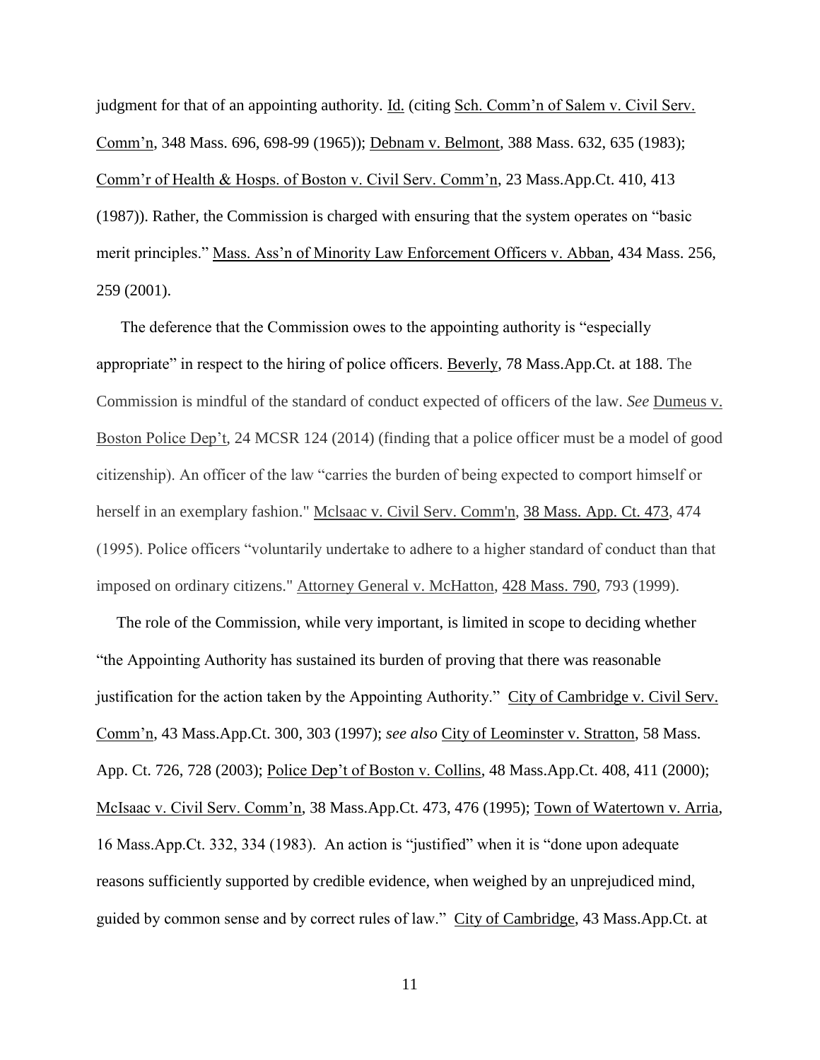judgment for that of an appointing authority. Id. (citing Sch. Comm'n of Salem v. Civil Serv. Comm'n, 348 Mass. 696, 698-99 (1965)); Debnam v. Belmont, 388 Mass. 632, 635 (1983); Comm'r of Health & Hosps. of Boston v. Civil Serv. Comm'n, 23 Mass.App.Ct. 410, 413 (1987)). Rather, the Commission is charged with ensuring that the system operates on "basic merit principles." Mass. Ass'n of Minority Law Enforcement Officers v. Abban, 434 Mass. 256, 259 (2001).

The deference that the Commission owes to the appointing authority is "especially appropriate" in respect to the hiring of police officers. Beverly, 78 Mass.App.Ct. at 188. The Commission is mindful of the standard of conduct expected of officers of the law. *See* Dumeus v. Boston Police Dep't, 24 MCSR 124 (2014) (finding that a police officer must be a model of good citizenship). An officer of the law "carries the burden of being expected to comport himself or herself in an exemplary fashion." Mclsaac v. Civil Serv. Comm'n, 38 Mass. App. Ct. 473, 474 (1995). Police officers "voluntarily undertake to adhere to a higher standard of conduct than that imposed on ordinary citizens." Attorney General v. McHatton, 428 Mass. 790, 793 (1999).

The role of the Commission, while very important, is limited in scope to deciding whether "the Appointing Authority has sustained its burden of proving that there was reasonable justification for the action taken by the Appointing Authority." City of Cambridge v. Civil Serv. Comm'n, 43 Mass.App.Ct. 300, 303 (1997); *see also* City of Leominster v. Stratton, 58 Mass. App. Ct. 726, 728 (2003); Police Dep't of Boston v. Collins, 48 Mass.App.Ct. 408, 411 (2000); McIsaac v. Civil Serv. Comm'n, 38 Mass.App.Ct. 473, 476 (1995); Town of Watertown v. Arria, 16 Mass.App.Ct. 332, 334 (1983). An action is "justified" when it is "done upon adequate reasons sufficiently supported by credible evidence, when weighed by an unprejudiced mind, guided by common sense and by correct rules of law." City of Cambridge, 43 Mass.App.Ct. at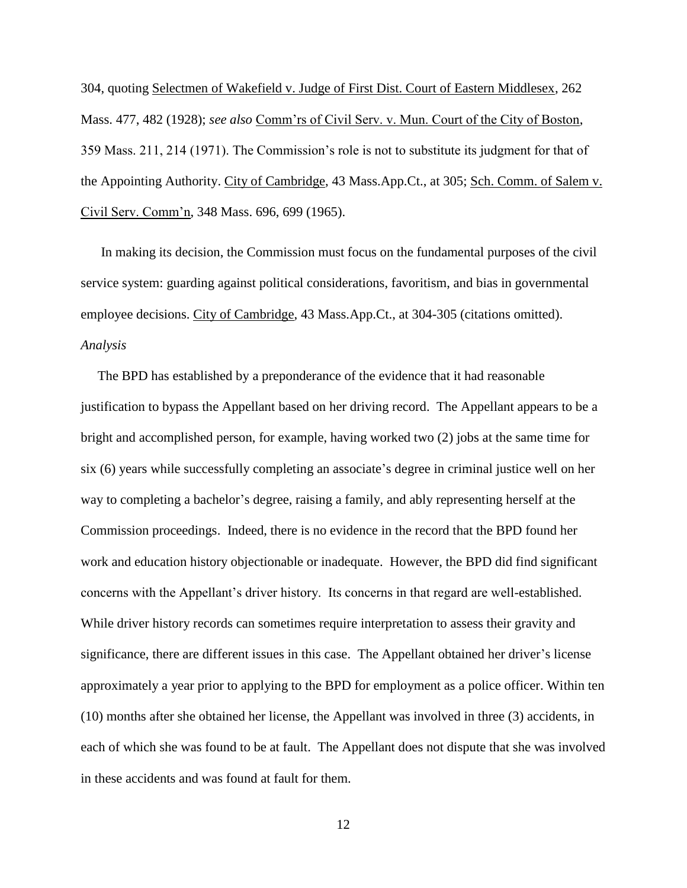304, quoting Selectmen of Wakefield v. Judge of First Dist. Court of Eastern Middlesex, 262 Mass. 477, 482 (1928); *see also* Comm'rs of Civil Serv. v. Mun. Court of the City of Boston, 359 Mass. 211, 214 (1971). The Commission's role is not to substitute its judgment for that of the Appointing Authority. City of Cambridge, 43 Mass.App.Ct., at 305; Sch. Comm. of Salem v. Civil Serv. Comm'n, 348 Mass. 696, 699 (1965).

In making its decision, the Commission must focus on the fundamental purposes of the civil service system: guarding against political considerations, favoritism, and bias in governmental employee decisions. City of Cambridge, 43 Mass.App.Ct., at 304-305 (citations omitted).

*Analysis*

The BPD has established by a preponderance of the evidence that it had reasonable justification to bypass the Appellant based on her driving record. The Appellant appears to be a bright and accomplished person, for example, having worked two (2) jobs at the same time for six (6) years while successfully completing an associate's degree in criminal justice well on her way to completing a bachelor's degree, raising a family, and ably representing herself at the Commission proceedings. Indeed, there is no evidence in the record that the BPD found her work and education history objectionable or inadequate. However, the BPD did find significant concerns with the Appellant's driver history. Its concerns in that regard are well-established. While driver history records can sometimes require interpretation to assess their gravity and significance, there are different issues in this case. The Appellant obtained her driver's license approximately a year prior to applying to the BPD for employment as a police officer. Within ten (10) months after she obtained her license, the Appellant was involved in three (3) accidents, in each of which she was found to be at fault. The Appellant does not dispute that she was involved in these accidents and was found at fault for them.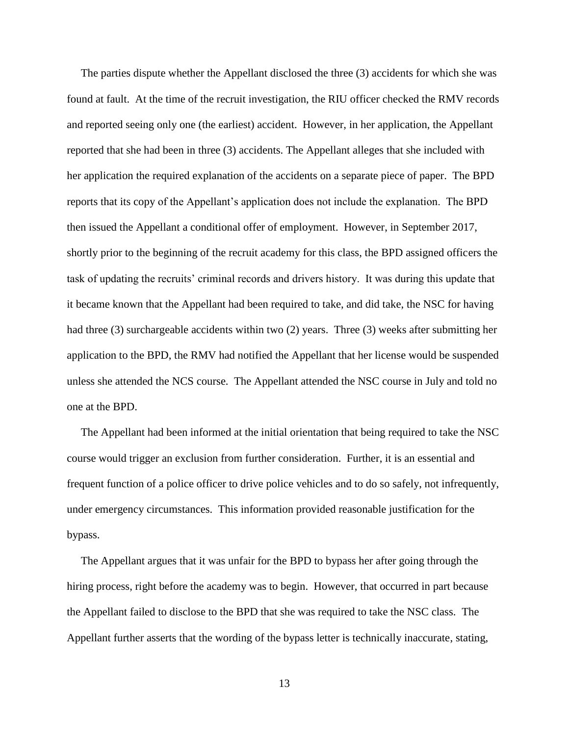The parties dispute whether the Appellant disclosed the three (3) accidents for which she was found at fault. At the time of the recruit investigation, the RIU officer checked the RMV records and reported seeing only one (the earliest) accident. However, in her application, the Appellant reported that she had been in three (3) accidents. The Appellant alleges that she included with her application the required explanation of the accidents on a separate piece of paper. The BPD reports that its copy of the Appellant's application does not include the explanation. The BPD then issued the Appellant a conditional offer of employment. However, in September 2017, shortly prior to the beginning of the recruit academy for this class, the BPD assigned officers the task of updating the recruits' criminal records and drivers history. It was during this update that it became known that the Appellant had been required to take, and did take, the NSC for having had three (3) surchargeable accidents within two (2) years. Three (3) weeks after submitting her application to the BPD, the RMV had notified the Appellant that her license would be suspended unless she attended the NCS course. The Appellant attended the NSC course in July and told no one at the BPD.

The Appellant had been informed at the initial orientation that being required to take the NSC course would trigger an exclusion from further consideration. Further, it is an essential and frequent function of a police officer to drive police vehicles and to do so safely, not infrequently, under emergency circumstances. This information provided reasonable justification for the bypass.

The Appellant argues that it was unfair for the BPD to bypass her after going through the hiring process, right before the academy was to begin. However, that occurred in part because the Appellant failed to disclose to the BPD that she was required to take the NSC class. The Appellant further asserts that the wording of the bypass letter is technically inaccurate, stating,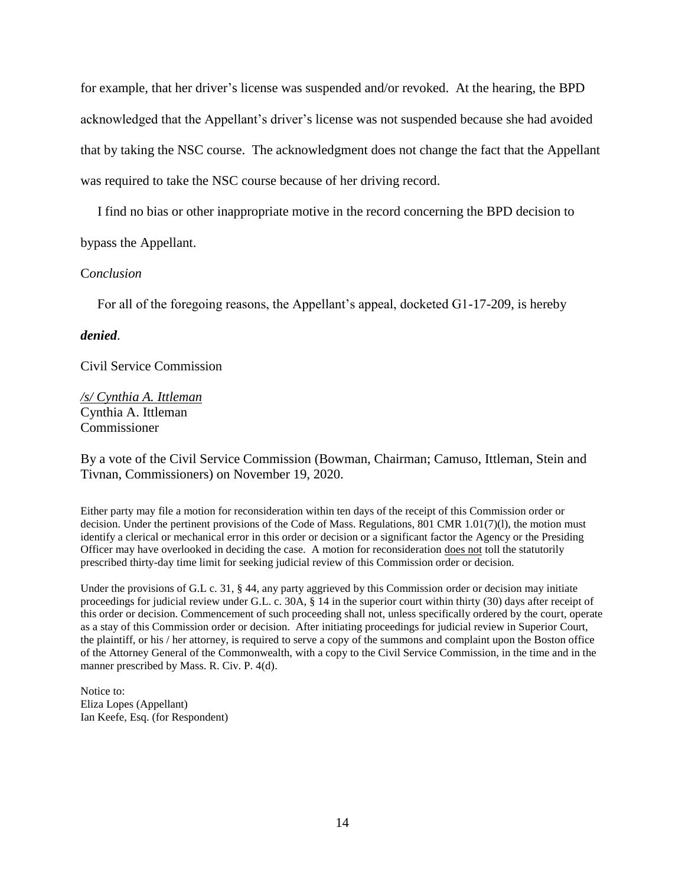for example, that her driver's license was suspended and/or revoked. At the hearing, the BPD acknowledged that the Appellant's driver's license was not suspended because she had avoided that by taking the NSC course. The acknowledgment does not change the fact that the Appellant was required to take the NSC course because of her driving record.

I find no bias or other inappropriate motive in the record concerning the BPD decision to bypass the Appellant.

C*onclusion*

For all of the foregoing reasons, the Appellant's appeal, docketed G1-17-209, is hereby ***denied***.

Civil Service Commission

*/s/ Cynthia A. Ittleman*
Cynthia A. Ittleman
Commissioner

By a vote of the Civil Service Commission (Bowman, Chairman; Camuso, Ittleman, Stein and Tivnan, Commissioners) on November 19, 2020.

Either party may file a motion for reconsideration within ten days of the receipt of this Commission order or decision. Under the pertinent provisions of the Code of Mass. Regulations, 801 CMR 1.01(7)(l), the motion must identify a clerical or mechanical error in this order or decision or a significant factor the Agency or the Presiding Officer may have overlooked in deciding the case. A motion for reconsideration does not toll the statutorily prescribed thirty-day time limit for seeking judicial review of this Commission order or decision.

Under the provisions of G.L c. 31, § 44, any party aggrieved by this Commission order or decision may initiate proceedings for judicial review under G.L. c. 30A, § 14 in the superior court within thirty (30) days after receipt of this order or decision. Commencement of such proceeding shall not, unless specifically ordered by the court, operate as a stay of this Commission order or decision. After initiating proceedings for judicial review in Superior Court, the plaintiff, or his / her attorney, is required to serve a copy of the summons and complaint upon the Boston office of the Attorney General of the Commonwealth, with a copy to the Civil Service Commission, in the time and in the manner prescribed by Mass. R. Civ. P. 4(d).

Notice to:
Eliza Lopes (Appellant)
Ian Keefe, Esq. (for Respondent)